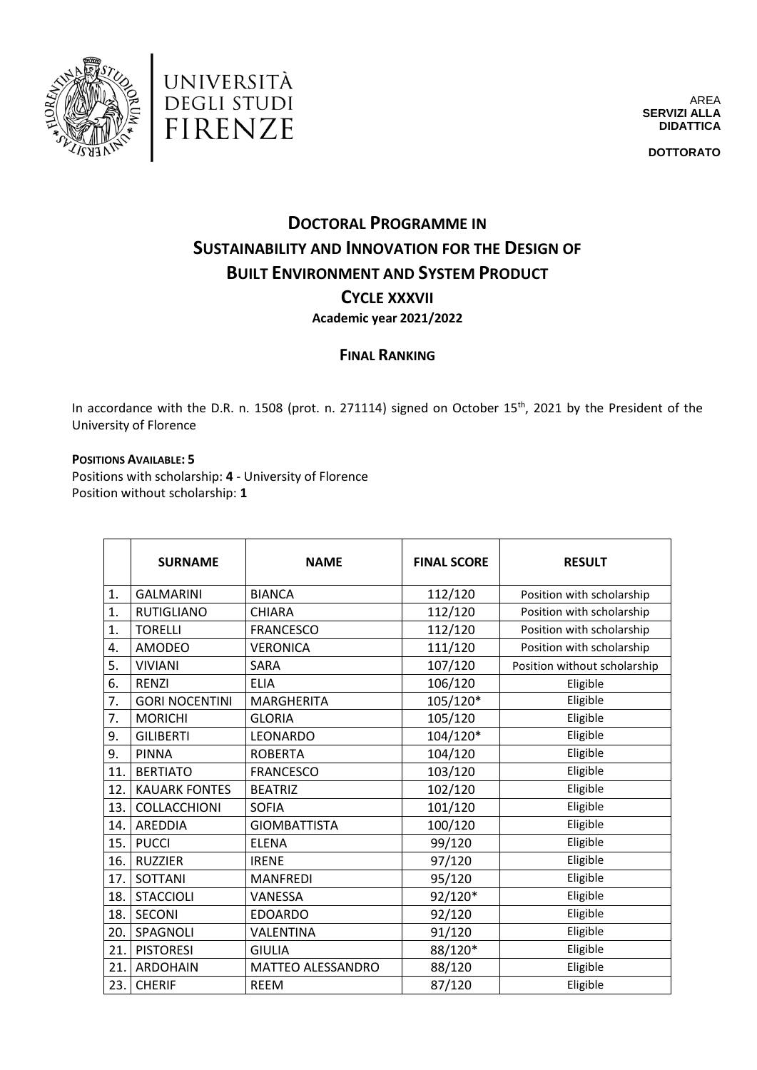UNIVERSITÀ DEGLI STUDI FIRENZE

AREA
**SERVIZI ALLA DIDATTICA**

**DOTTORATO**

# DOCTORAL PROGRAMME IN SUSTAINABILITY AND INNOVATION FOR THE DESIGN OF BUILT ENVIRONMENT AND SYSTEM PRODUCT

## CYCLE XXXVII

**Academic year 2021/2022**

## FINAL RANKING

In accordance with the D.R. n. 1508 (prot. n. 271114) signed on October 15th, 2021 by the President of the University of Florence

**POSITIONS AVAILABLE: 5**
Positions with scholarship: **4** - University of Florence
Position without scholarship: **1**

| | SURNAME | NAME | FINAL SCORE | RESULT |
|---|---|---|---|---|
| 1. | GALMARINI | BIANCA | 112/120 | Position with scholarship |
| 1. | RUTIGLIANO | CHIARA | 112/120 | Position with scholarship |
| 1. | TORELLI | FRANCESCO | 112/120 | Position with scholarship |
| 4. | AMODEO | VERONICA | 111/120 | Position with scholarship |
| 5. | VIVIANI | SARA | 107/120 | Position without scholarship |
| 6. | RENZI | ELIA | 106/120 | Eligible |
| 7. | GORI NOCENTINI | MARGHERITA | 105/120* | Eligible |
| 7. | MORICHI | GLORIA | 105/120 | Eligible |
| 9. | GILIBERTI | LEONARDO | 104/120* | Eligible |
| 9. | PINNA | ROBERTA | 104/120 | Eligible |
| 11. | BERTIATO | FRANCESCO | 103/120 | Eligible |
| 12. | KAUARK FONTES | BEATRIZ | 102/120 | Eligible |
| 13. | COLLACCHIONI | SOFIA | 101/120 | Eligible |
| 14. | AREDDIA | GIOMBATTISTA | 100/120 | Eligible |
| 15. | PUCCI | ELENA | 99/120 | Eligible |
| 16. | RUZZIER | IRENE | 97/120 | Eligible |
| 17. | SOTTANI | MANFREDI | 95/120 | Eligible |
| 18. | STACCIOLI | VANESSA | 92/120* | Eligible |
| 18. | SECONI | EDOARDO | 92/120 | Eligible |
| 20. | SPAGNOLI | VALENTINA | 91/120 | Eligible |
| 21. | PISTORESI | GIULIA | 88/120* | Eligible |
| 21. | ARDOHAIN | MATTEO ALESSANDRO | 88/120 | Eligible |
| 23. | CHERIF | REEM | 87/120 | Eligible |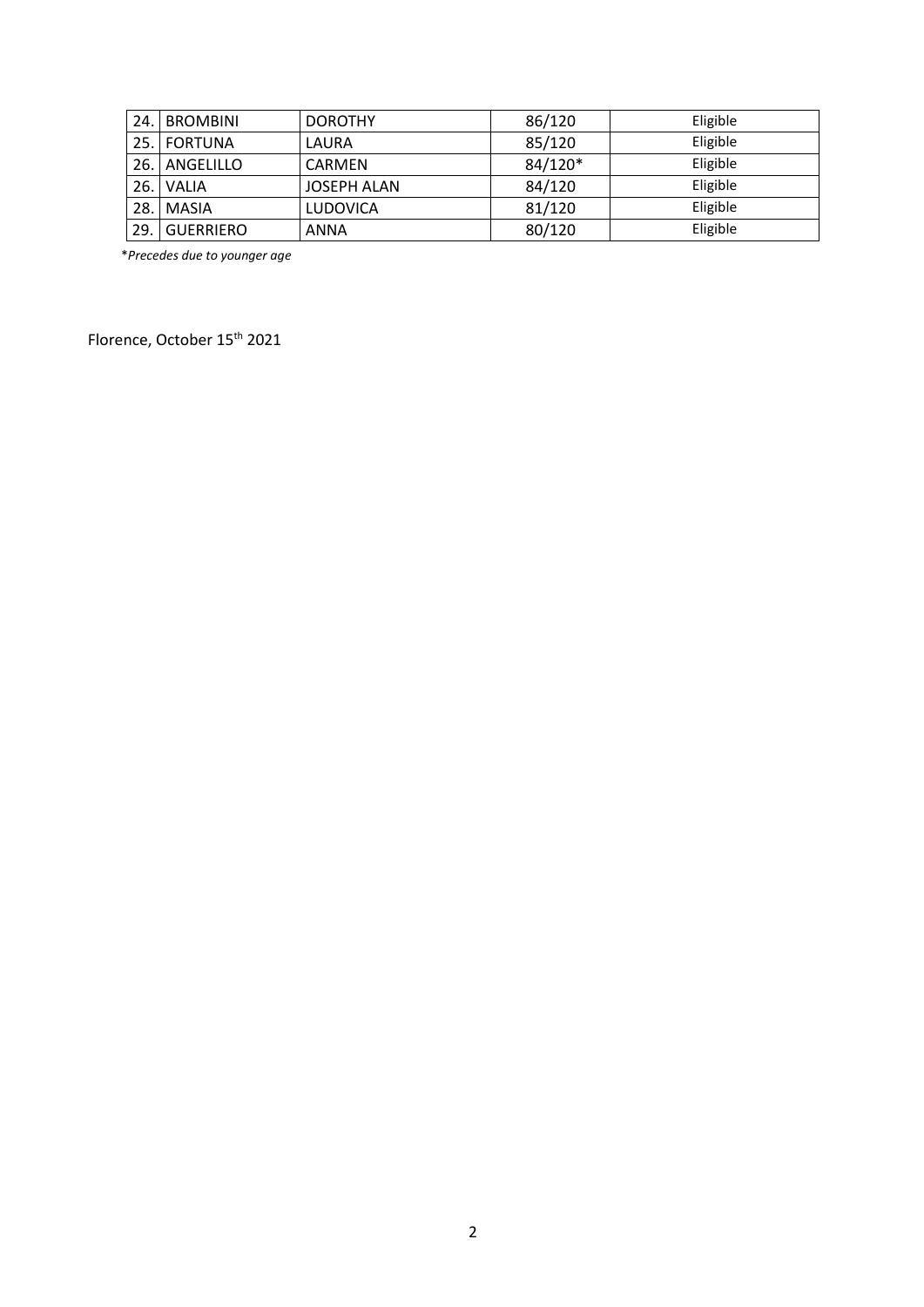| | | | | |
|---|---|---|---|---|
| 24. | BROMBINI | DOROTHY | 86/120 | Eligible |
| 25. | FORTUNA | LAURA | 85/120 | Eligible |
| 26. | ANGELILLO | CARMEN | 84/120* | Eligible |
| 26. | VALIA | JOSEPH ALAN | 84/120 | Eligible |
| 28. | MASIA | LUDOVICA | 81/120 | Eligible |
| 29. | GUERRIERO | ANNA | 80/120 | Eligible |

*\*Precedes due to younger age*

Florence, October 15th 2021